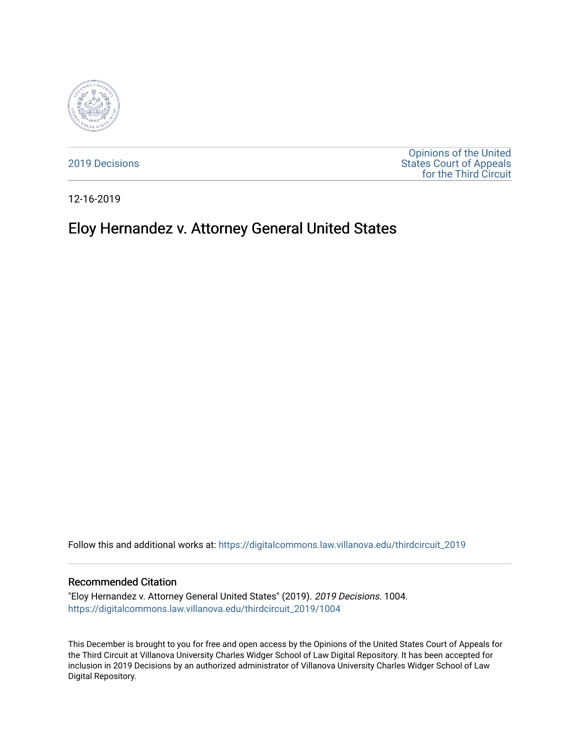2019 Decisions

Opinions of the United States Court of Appeals for the Third Circuit

12-16-2019

# Eloy Hernandez v. Attorney General United States

Follow this and additional works at: https://digitalcommons.law.villanova.edu/thirdcircuit_2019

## Recommended Citation

"Eloy Hernandez v. Attorney General United States" (2019). *2019 Decisions*. 1004.
https://digitalcommons.law.villanova.edu/thirdcircuit_2019/1004

This December is brought to you for free and open access by the Opinions of the United States Court of Appeals for the Third Circuit at Villanova University Charles Widger School of Law Digital Repository. It has been accepted for inclusion in 2019 Decisions by an authorized administrator of Villanova University Charles Widger School of Law Digital Repository.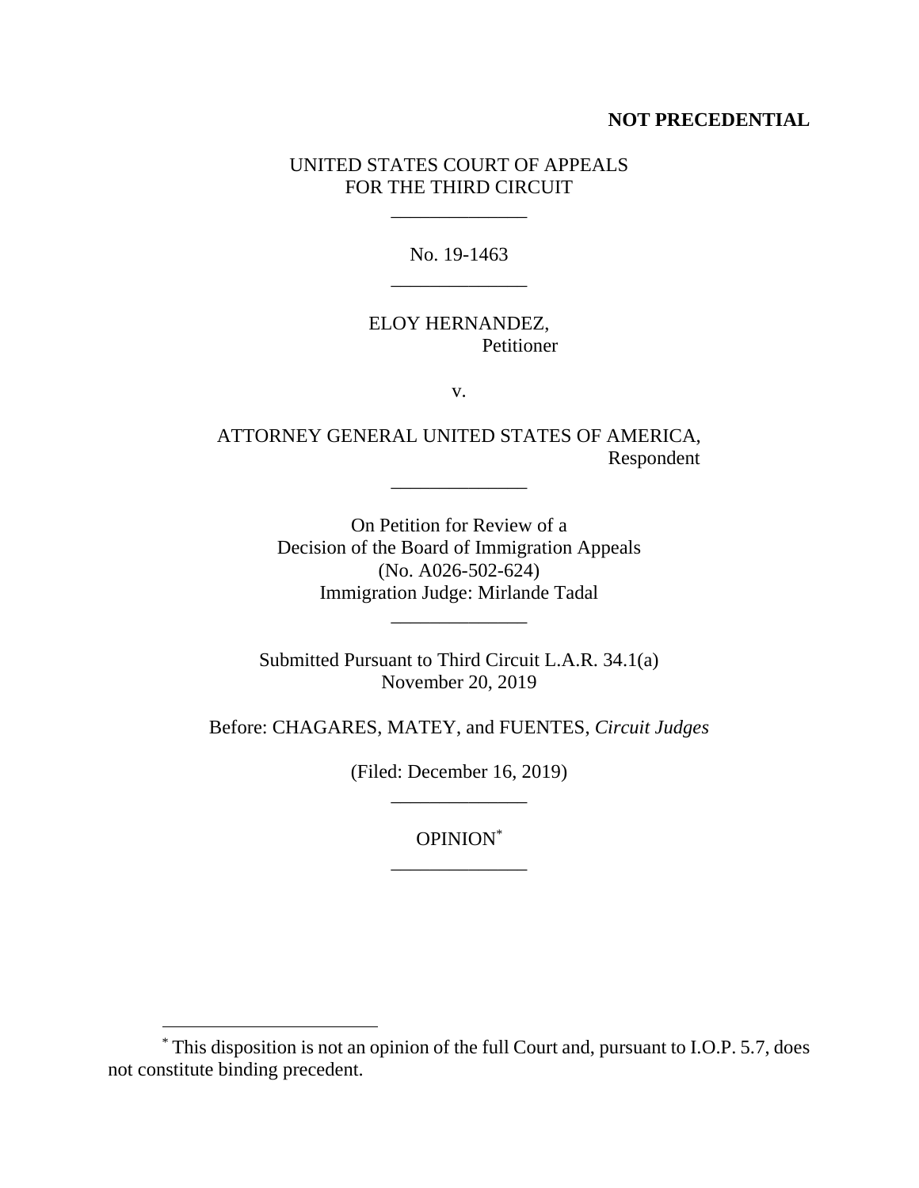**NOT PRECEDENTIAL**

UNITED STATES COURT OF APPEALS
FOR THE THIRD CIRCUIT

---

No. 19-1463

---

ELOY HERNANDEZ,
Petitioner

v.

ATTORNEY GENERAL UNITED STATES OF AMERICA,
Respondent

---

On Petition for Review of a
Decision of the Board of Immigration Appeals
(No. A026-502-624)
Immigration Judge: Mirlande Tadal

---

Submitted Pursuant to Third Circuit L.A.R. 34.1(a)
November 20, 2019

Before: CHAGARES, MATEY, and FUENTES, *Circuit Judges*

(Filed: December 16, 2019)

---

OPINION*

---

* This disposition is not an opinion of the full Court and, pursuant to I.O.P. 5.7, does not constitute binding precedent.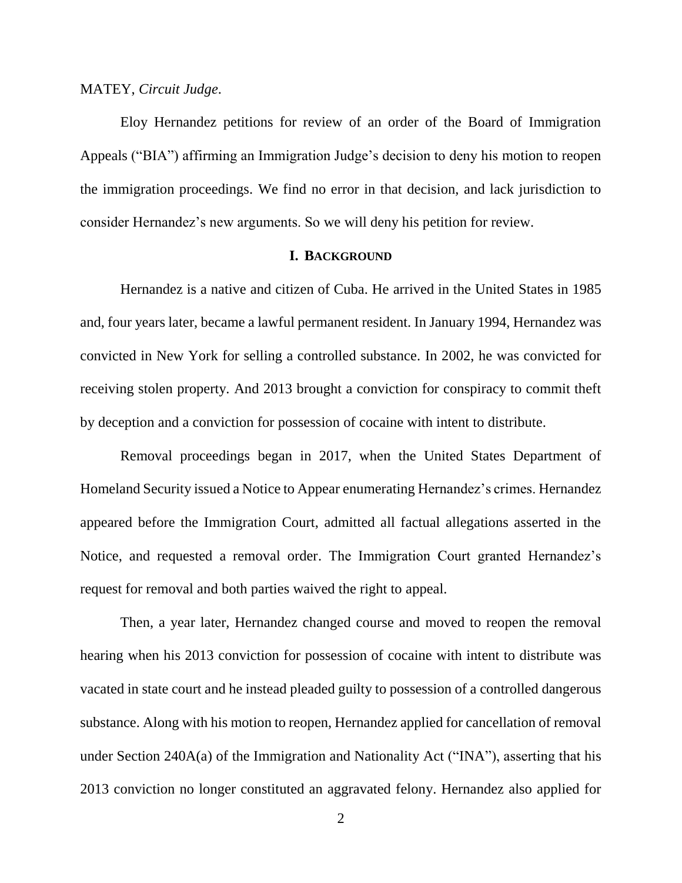MATEY, *Circuit Judge*.

Eloy Hernandez petitions for review of an order of the Board of Immigration Appeals ("BIA") affirming an Immigration Judge's decision to deny his motion to reopen the immigration proceedings. We find no error in that decision, and lack jurisdiction to consider Hernandez's new arguments. So we will deny his petition for review.

## I. BACKGROUND

Hernandez is a native and citizen of Cuba. He arrived in the United States in 1985 and, four years later, became a lawful permanent resident. In January 1994, Hernandez was convicted in New York for selling a controlled substance. In 2002, he was convicted for receiving stolen property. And 2013 brought a conviction for conspiracy to commit theft by deception and a conviction for possession of cocaine with intent to distribute.

Removal proceedings began in 2017, when the United States Department of Homeland Security issued a Notice to Appear enumerating Hernandez's crimes. Hernandez appeared before the Immigration Court, admitted all factual allegations asserted in the Notice, and requested a removal order. The Immigration Court granted Hernandez's request for removal and both parties waived the right to appeal.

Then, a year later, Hernandez changed course and moved to reopen the removal hearing when his 2013 conviction for possession of cocaine with intent to distribute was vacated in state court and he instead pleaded guilty to possession of a controlled dangerous substance. Along with his motion to reopen, Hernandez applied for cancellation of removal under Section 240A(a) of the Immigration and Nationality Act ("INA"), asserting that his 2013 conviction no longer constituted an aggravated felony. Hernandez also applied for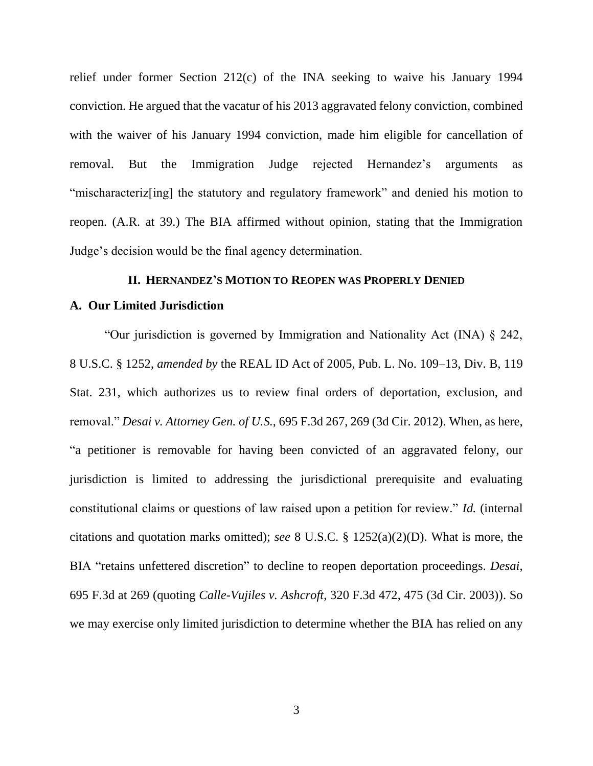relief under former Section 212(c) of the INA seeking to waive his January 1994 conviction. He argued that the vacatur of his 2013 aggravated felony conviction, combined with the waiver of his January 1994 conviction, made him eligible for cancellation of removal. But the Immigration Judge rejected Hernandez's arguments as "mischaracteriz[ing] the statutory and regulatory framework" and denied his motion to reopen. (A.R. at 39.) The BIA affirmed without opinion, stating that the Immigration Judge's decision would be the final agency determination.

## II. HERNANDEZ'S MOTION TO REOPEN WAS PROPERLY DENIED

### A. Our Limited Jurisdiction

"Our jurisdiction is governed by Immigration and Nationality Act (INA) § 242, 8 U.S.C. § 1252, *amended by* the REAL ID Act of 2005, Pub. L. No. 109–13, Div. B, 119 Stat. 231, which authorizes us to review final orders of deportation, exclusion, and removal." *Desai v. Attorney Gen. of U.S.*, 695 F.3d 267, 269 (3d Cir. 2012). When, as here, "a petitioner is removable for having been convicted of an aggravated felony, our jurisdiction is limited to addressing the jurisdictional prerequisite and evaluating constitutional claims or questions of law raised upon a petition for review." *Id.* (internal citations and quotation marks omitted); *see* 8 U.S.C. § 1252(a)(2)(D). What is more, the BIA "retains unfettered discretion" to decline to reopen deportation proceedings. *Desai*, 695 F.3d at 269 (quoting *Calle-Vujiles v. Ashcroft*, 320 F.3d 472, 475 (3d Cir. 2003)). So we may exercise only limited jurisdiction to determine whether the BIA has relied on any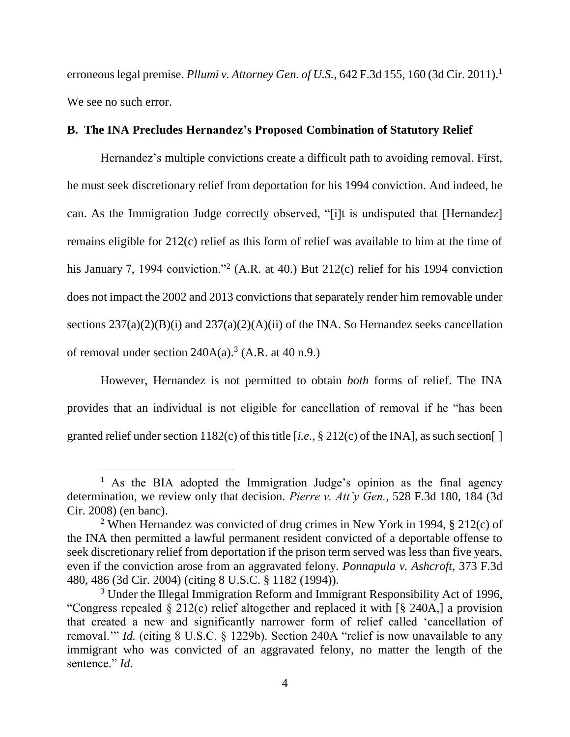erroneous legal premise. *Pllumi v. Attorney Gen. of U.S.*, 642 F.3d 155, 160 (3d Cir. 2011).[1] We see no such error.

### B. The INA Precludes Hernandez's Proposed Combination of Statutory Relief

Hernandez's multiple convictions create a difficult path to avoiding removal. First, he must seek discretionary relief from deportation for his 1994 conviction. And indeed, he can. As the Immigration Judge correctly observed, "[i]t is undisputed that [Hernandez] remains eligible for 212(c) relief as this form of relief was available to him at the time of his January 7, 1994 conviction."[2] (A.R. at 40.) But 212(c) relief for his 1994 conviction does not impact the 2002 and 2013 convictions that separately render him removable under sections 237(a)(2)(B)(i) and 237(a)(2)(A)(ii) of the INA. So Hernandez seeks cancellation of removal under section 240A(a).[3] (A.R. at 40 n.9.)

However, Hernandez is not permitted to obtain *both* forms of relief. The INA provides that an individual is not eligible for cancellation of removal if he "has been granted relief under section 1182(c) of this title [*i.e.*, § 212(c) of the INA], as such section[ ]

---

[1] As the BIA adopted the Immigration Judge's opinion as the final agency determination, we review only that decision. *Pierre v. Att'y Gen.*, 528 F.3d 180, 184 (3d Cir. 2008) (en banc).

[2] When Hernandez was convicted of drug crimes in New York in 1994, § 212(c) of the INA then permitted a lawful permanent resident convicted of a deportable offense to seek discretionary relief from deportation if the prison term served was less than five years, even if the conviction arose from an aggravated felony. *Ponnapula v. Ashcroft*, 373 F.3d 480, 486 (3d Cir. 2004) (citing 8 U.S.C. § 1182 (1994)).

[3] Under the Illegal Immigration Reform and Immigrant Responsibility Act of 1996, "Congress repealed § 212(c) relief altogether and replaced it with [§ 240A,] a provision that created a new and significantly narrower form of relief called 'cancellation of removal.'" *Id.* (citing 8 U.S.C. § 1229b). Section 240A "relief is now unavailable to any immigrant who was convicted of an aggravated felony, no matter the length of the sentence." *Id.*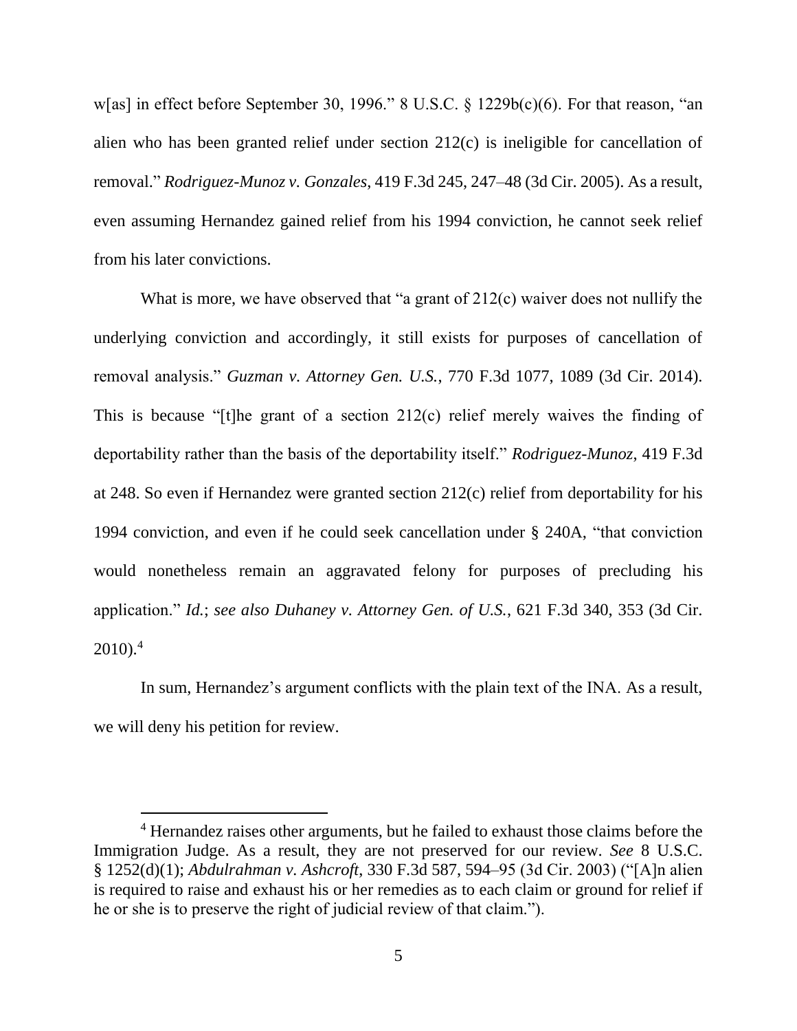w[as] in effect before September 30, 1996." 8 U.S.C. § 1229b(c)(6). For that reason, "an alien who has been granted relief under section 212(c) is ineligible for cancellation of removal." *Rodriguez-Munoz v. Gonzales*, 419 F.3d 245, 247–48 (3d Cir. 2005). As a result, even assuming Hernandez gained relief from his 1994 conviction, he cannot seek relief from his later convictions.

What is more, we have observed that "a grant of 212(c) waiver does not nullify the underlying conviction and accordingly, it still exists for purposes of cancellation of removal analysis." *Guzman v. Attorney Gen. U.S.*, 770 F.3d 1077, 1089 (3d Cir. 2014). This is because "[t]he grant of a section 212(c) relief merely waives the finding of deportability rather than the basis of the deportability itself." *Rodriguez-Munoz*, 419 F.3d at 248. So even if Hernandez were granted section 212(c) relief from deportability for his 1994 conviction, and even if he could seek cancellation under § 240A, "that conviction would nonetheless remain an aggravated felony for purposes of precluding his application." *Id.*; *see also Duhaney v. Attorney Gen. of U.S.*, 621 F.3d 340, 353 (3d Cir. 2010).[4]

In sum, Hernandez's argument conflicts with the plain text of the INA. As a result, we will deny his petition for review.

---

[4] Hernandez raises other arguments, but he failed to exhaust those claims before the Immigration Judge. As a result, they are not preserved for our review. *See* 8 U.S.C. § 1252(d)(1); *Abdulrahman v. Ashcroft*, 330 F.3d 587, 594–95 (3d Cir. 2003) ("[A]n alien is required to raise and exhaust his or her remedies as to each claim or ground for relief if he or she is to preserve the right of judicial review of that claim.").